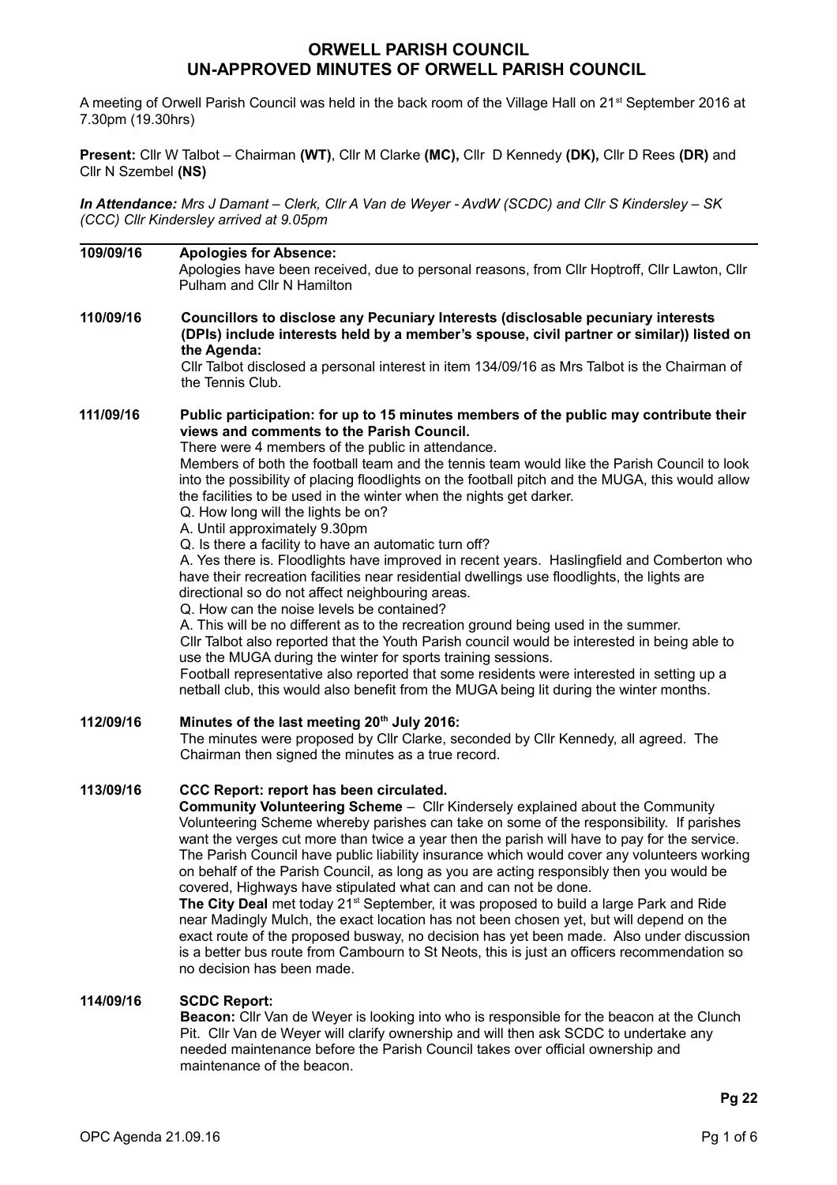# ORWELL PARISH COUNCIL
# UN-APPROVED MINUTES OF ORWELL PARISH COUNCIL

A meeting of Orwell Parish Council was held in the back room of the Village Hall on 21st September 2016 at 7.30pm (19.30hrs)

**Present:** Cllr W Talbot – Chairman **(WT)**, Cllr M Clarke **(MC),** Cllr D Kennedy **(DK),** Cllr D Rees **(DR)** and Cllr N Szembel **(NS)**

***In Attendance:*** *Mrs J Damant – Clerk, Cllr A Van de Weyer - AvdW (SCDC) and Cllr S Kindersley – SK (CCC) Cllr Kindersley arrived at 9.05pm*

---

**109/09/16 Apologies for Absence:**

Apologies have been received, due to personal reasons, from Cllr Hoptroff, Cllr Lawton, Cllr Pulham and Cllr N Hamilton

**110/09/16 Councillors to disclose any Pecuniary Interests (disclosable pecuniary interests (DPIs) include interests held by a member's spouse, civil partner or similar)) listed on the Agenda:**

Cllr Talbot disclosed a personal interest in item 134/09/16 as Mrs Talbot is the Chairman of the Tennis Club.

**111/09/16 Public participation: for up to 15 minutes members of the public may contribute their views and comments to the Parish Council.**

There were 4 members of the public in attendance.

Members of both the football team and the tennis team would like the Parish Council to look into the possibility of placing floodlights on the football pitch and the MUGA, this would allow the facilities to be used in the winter when the nights get darker.

Q. How long will the lights be on?

A. Until approximately 9.30pm

Q. Is there a facility to have an automatic turn off?

A. Yes there is. Floodlights have improved in recent years. Haslingfield and Comberton who have their recreation facilities near residential dwellings use floodlights, the lights are directional so do not affect neighbouring areas.

Q. How can the noise levels be contained?

A. This will be no different as to the recreation ground being used in the summer.

Cllr Talbot also reported that the Youth Parish council would be interested in being able to use the MUGA during the winter for sports training sessions.

Football representative also reported that some residents were interested in setting up a netball club, this would also benefit from the MUGA being lit during the winter months.

**112/09/16 Minutes of the last meeting 20th July 2016:**

The minutes were proposed by Cllr Clarke, seconded by Cllr Kennedy, all agreed. The Chairman then signed the minutes as a true record.

**113/09/16 CCC Report: report has been circulated.**

**Community Volunteering Scheme** – Cllr Kindersely explained about the Community Volunteering Scheme whereby parishes can take on some of the responsibility. If parishes want the verges cut more than twice a year then the parish will have to pay for the service. The Parish Council have public liability insurance which would cover any volunteers working on behalf of the Parish Council, as long as you are acting responsibly then you would be covered, Highways have stipulated what can and can not be done.

**The City Deal** met today 21st September, it was proposed to build a large Park and Ride near Madingly Mulch, the exact location has not been chosen yet, but will depend on the exact route of the proposed busway, no decision has yet been made. Also under discussion is a better bus route from Cambourn to St Neots, this is just an officers recommendation so no decision has been made.

**114/09/16 SCDC Report:**

**Beacon:** Cllr Van de Weyer is looking into who is responsible for the beacon at the Clunch Pit. Cllr Van de Weyer will clarify ownership and will then ask SCDC to undertake any needed maintenance before the Parish Council takes over official ownership and maintenance of the beacon.

**Pg 22**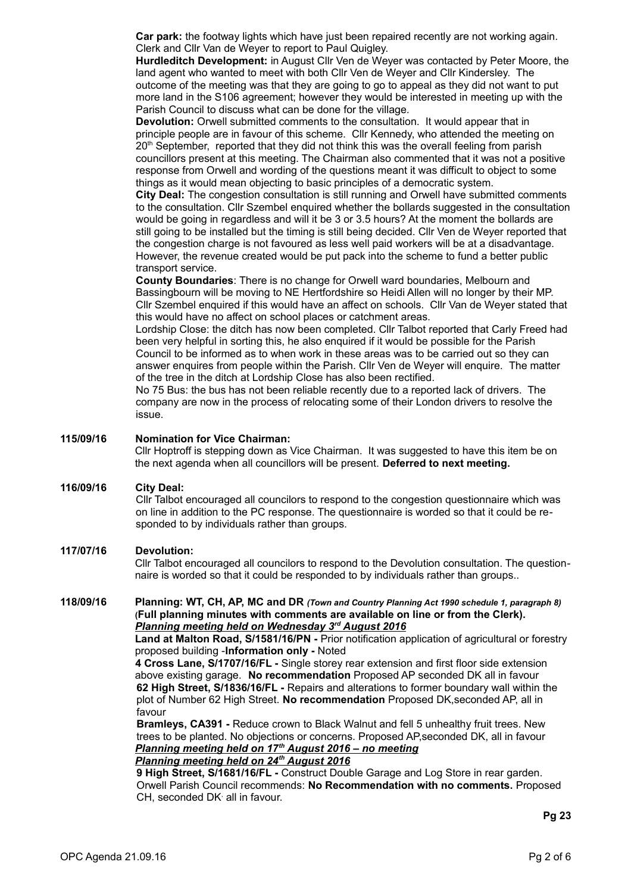**Car park:** the footway lights which have just been repaired recently are not working again. Clerk and Cllr Van de Weyer to report to Paul Quigley.

**Hurdleditch Development:** in August Cllr Ven de Weyer was contacted by Peter Moore, the land agent who wanted to meet with both Cllr Ven de Weyer and Cllr Kindersley. The outcome of the meeting was that they are going to go to appeal as they did not want to put more land in the S106 agreement; however they would be interested in meeting up with the Parish Council to discuss what can be done for the village.

**Devolution:** Orwell submitted comments to the consultation. It would appear that in principle people are in favour of this scheme. Cllr Kennedy, who attended the meeting on 20th September, reported that they did not think this was the overall feeling from parish councillors present at this meeting. The Chairman also commented that it was not a positive response from Orwell and wording of the questions meant it was difficult to object to some things as it would mean objecting to basic principles of a democratic system.

**City Deal:** The congestion consultation is still running and Orwell have submitted comments to the consultation. Cllr Szembel enquired whether the bollards suggested in the consultation would be going in regardless and will it be 3 or 3.5 hours? At the moment the bollards are still going to be installed but the timing is still being decided. Cllr Ven de Weyer reported that the congestion charge is not favoured as less well paid workers will be at a disadvantage. However, the revenue created would be put pack into the scheme to fund a better public transport service.

**County Boundaries**: There is no change for Orwell ward boundaries, Melbourn and Bassingbourn will be moving to NE Hertfordshire so Heidi Allen will no longer by their MP. Cllr Szembel enquired if this would have an affect on schools. Cllr Van de Weyer stated that this would have no affect on school places or catchment areas.

Lordship Close: the ditch has now been completed. Cllr Talbot reported that Carly Freed had been very helpful in sorting this, he also enquired if it would be possible for the Parish Council to be informed as to when work in these areas was to be carried out so they can answer enquires from people within the Parish. Cllr Ven de Weyer will enquire. The matter of the tree in the ditch at Lordship Close has also been rectified.

No 75 Bus: the bus has not been reliable recently due to a reported lack of drivers. The company are now in the process of relocating some of their London drivers to resolve the issue.

**115/09/16 Nomination for Vice Chairman:**

Cllr Hoptroff is stepping down as Vice Chairman. It was suggested to have this item be on the next agenda when all councillors will be present. **Deferred to next meeting.**

**116/09/16 City Deal:**

Cllr Talbot encouraged all councilors to respond to the congestion questionnaire which was on line in addition to the PC response. The questionnaire is worded so that it could be responded to by individuals rather than groups.

**117/07/16 Devolution:**

Cllr Talbot encouraged all councilors to respond to the Devolution consultation. The questionnaire is worded so that it could be responded to by individuals rather than groups..

**118/09/16 Planning: WT, CH, AP, MC and DR** ***(Town and Country Planning Act 1990 schedule 1, paragraph 8)*** **(Full planning minutes with comments are available on line or from the Clerk).**

***Planning meeting held on Wednesday 3rd August 2016***

**Land at Malton Road, S/1581/16/PN -** Prior notification application of agricultural or forestry proposed building -**Information only -** Noted

**4 Cross Lane, S/1707/16/FL -** Single storey rear extension and first floor side extension above existing garage. **No recommendation** Proposed AP seconded DK all in favour

**62 High Street, S/1836/16/FL -** Repairs and alterations to former boundary wall within the plot of Number 62 High Street. **No recommendation** Proposed DK,seconded AP, all in favour

**Bramleys, CA391 -** Reduce crown to Black Walnut and fell 5 unhealthy fruit trees. New trees to be planted. No objections or concerns. Proposed AP,seconded DK, all in favour

***Planning meeting held on 17th August 2016 – no meeting***

***Planning meeting held on 24th August 2016***

**9 High Street, S/1681/16/FL -** Construct Double Garage and Log Store in rear garden. Orwell Parish Council recommends: **No Recommendation with no comments.** Proposed CH, seconded DK, all in favour.

**Pg 23**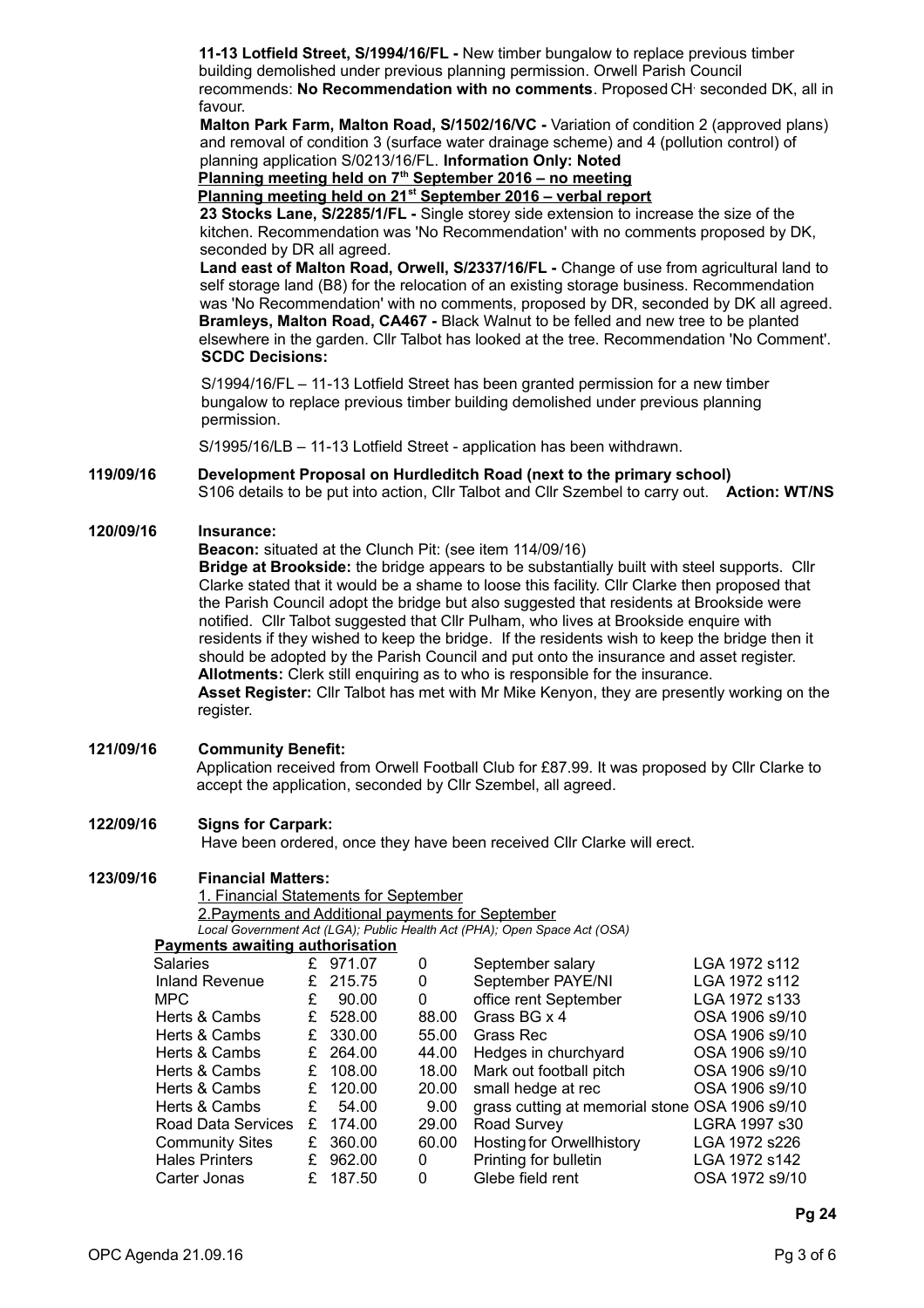**11-13 Lotfield Street, S/1994/16/FL -** New timber bungalow to replace previous timber building demolished under previous planning permission. Orwell Parish Council recommends: **No Recommendation with no comments**. Proposed CH, seconded DK, all in favour.

**Malton Park Farm, Malton Road, S/1502/16/VC -** Variation of condition 2 (approved plans) and removal of condition 3 (surface water drainage scheme) and 4 (pollution control) of planning application S/0213/16/FL. **Information Only: Noted**

**Planning meeting held on 7th September 2016 – no meeting**

**Planning meeting held on 21st September 2016 – verbal report**

**23 Stocks Lane, S/2285/1/FL -** Single storey side extension to increase the size of the kitchen. Recommendation was 'No Recommendation' with no comments proposed by DK, seconded by DR all agreed.

**Land east of Malton Road, Orwell, S/2337/16/FL -** Change of use from agricultural land to self storage land (B8) for the relocation of an existing storage business. Recommendation was 'No Recommendation' with no comments, proposed by DR, seconded by DK all agreed.

**Bramleys, Malton Road, CA467 -** Black Walnut to be felled and new tree to be planted elsewhere in the garden. Cllr Talbot has looked at the tree. Recommendation 'No Comment'.

**SCDC Decisions:**

S/1994/16/FL – 11-13 Lotfield Street has been granted permission for a new timber bungalow to replace previous timber building demolished under previous planning permission.

S/1995/16/LB – 11-13 Lotfield Street - application has been withdrawn.

**119/09/16 Development Proposal on Hurdleditch Road (next to the primary school)**

S106 details to be put into action, Cllr Talbot and Cllr Szembel to carry out. **Action: WT/NS**

**120/09/16 Insurance:**

**Beacon:** situated at the Clunch Pit: (see item 114/09/16)

**Bridge at Brookside:** the bridge appears to be substantially built with steel supports. Cllr Clarke stated that it would be a shame to loose this facility. Cllr Clarke then proposed that the Parish Council adopt the bridge but also suggested that residents at Brookside were notified. Cllr Talbot suggested that Cllr Pulham, who lives at Brookside enquire with residents if they wished to keep the bridge. If the residents wish to keep the bridge then it should be adopted by the Parish Council and put onto the insurance and asset register.

**Allotments:** Clerk still enquiring as to who is responsible for the insurance.

**Asset Register:** Cllr Talbot has met with Mr Mike Kenyon, they are presently working on the register.

**121/09/16 Community Benefit:**

Application received from Orwell Football Club for £87.99. It was proposed by Cllr Clarke to accept the application, seconded by Cllr Szembel, all agreed.

**122/09/16 Signs for Carpark:**

Have been ordered, once they have been received Cllr Clarke will erect.

**123/09/16 Financial Matters:**

1. Financial Statements for September

2. Payments and Additional payments for September

*Local Government Act (LGA); Public Health Act (PHA); Open Space Act (OSA)*

**Payments awaiting authorisation**

| | | | | |
|---|---|---|---|---|
| Salaries | £ 971.07 | 0 | September salary | LGA 1972 s112 |
| Inland Revenue | £ 215.75 | 0 | September PAYE/NI | LGA 1972 s112 |
| MPC | £ 90.00 | 0 | office rent September | LGA 1972 s133 |
| Herts & Cambs | £ 528.00 | 88.00 | Grass BG x 4 | OSA 1906 s9/10 |
| Herts & Cambs | £ 330.00 | 55.00 | Grass Rec | OSA 1906 s9/10 |
| Herts & Cambs | £ 264.00 | 44.00 | Hedges in churchyard | OSA 1906 s9/10 |
| Herts & Cambs | £ 108.00 | 18.00 | Mark out football pitch | OSA 1906 s9/10 |
| Herts & Cambs | £ 120.00 | 20.00 | small hedge at rec | OSA 1906 s9/10 |
| Herts & Cambs | £ 54.00 | 9.00 | grass cutting at memorial stone | OSA 1906 s9/10 |
| Road Data Services | £ 174.00 | 29.00 | Road Survey | LGRA 1997 s30 |
| Community Sites | £ 360.00 | 60.00 | Hosting for Orwellhistory | LGA 1972 s226 |
| Hales Printers | £ 962.00 | 0 | Printing for bulletin | LGA 1972 s142 |
| Carter Jonas | £ 187.50 | 0 | Glebe field rent | OSA 1972 s9/10 |

**Pg 24**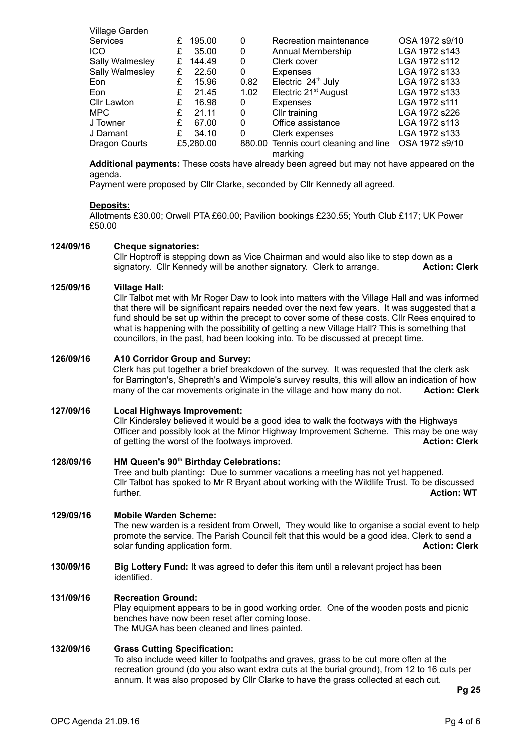| | | | | |
|---|---|---|---|---|
| Village Garden Services | £ 195.00 | 0 | Recreation maintenance | OSA 1972 s9/10 |
| ICO | £ 35.00 | 0 | Annual Membership | LGA 1972 s143 |
| Sally Walmesley | £ 144.49 | 0 | Clerk cover | LGA 1972 s112 |
| Sally Walmesley | £ 22.50 | 0 | Expenses | LGA 1972 s133 |
| Eon | £ 15.96 | 0.82 | Electric 24th July | LGA 1972 s133 |
| Eon | £ 21.45 | 1.02 | Electric 21st August | LGA 1972 s133 |
| Cllr Lawton | £ 16.98 | 0 | Expenses | LGA 1972 s111 |
| MPC | £ 21.11 | 0 | Cllr training | LGA 1972 s226 |
| J Towner | £ 67.00 | 0 | Office assistance | LGA 1972 s113 |
| J Damant | £ 34.10 | 0 | Clerk expenses | LGA 1972 s133 |
| Dragon Courts | £5,280.00 | 880.00 | Tennis court cleaning and line marking | OSA 1972 s9/10 |

**Additional payments:** These costs have already been agreed but may not have appeared on the agenda.

Payment were proposed by Cllr Clarke, seconded by Cllr Kennedy all agreed.

**Deposits:**

Allotments £30.00; Orwell PTA £60.00; Pavilion bookings £230.55; Youth Club £117; UK Power £50.00

**124/09/16 Cheque signatories:**

Cllr Hoptroff is stepping down as Vice Chairman and would also like to step down as a signatory. Cllr Kennedy will be another signatory. Clerk to arrange. **Action: Clerk**

**125/09/16 Village Hall:**

Cllr Talbot met with Mr Roger Daw to look into matters with the Village Hall and was informed that there will be significant repairs needed over the next few years. It was suggested that a fund should be set up within the precept to cover some of these costs. Cllr Rees enquired to what is happening with the possibility of getting a new Village Hall? This is something that councillors, in the past, had been looking into. To be discussed at precept time.

**126/09/16 A10 Corridor Group and Survey:**

Clerk has put together a brief breakdown of the survey. It was requested that the clerk ask for Barrington's, Shepreth's and Wimpole's survey results, this will allow an indication of how many of the car movements originate in the village and how many do not. **Action: Clerk**

**127/09/16 Local Highways Improvement:**

Cllr Kindersley believed it would be a good idea to walk the footways with the Highways Officer and possibly look at the Minor Highway Improvement Scheme. This may be one way of getting the worst of the footways improved. **Action: Clerk**

**128/09/16 HM Queen's 90th Birthday Celebrations:**

Tree and bulb planting**:** Due to summer vacations a meeting has not yet happened. Cllr Talbot has spoked to Mr R Bryant about working with the Wildlife Trust. To be discussed further. **Action: WT**

**129/09/16 Mobile Warden Scheme:**

The new warden is a resident from Orwell, They would like to organise a social event to help promote the service. The Parish Council felt that this would be a good idea. Clerk to send a solar funding application form. **Action: Clerk**

**130/09/16 Big Lottery Fund:** It was agreed to defer this item until a relevant project has been identified.

**131/09/16 Recreation Ground:**

Play equipment appears to be in good working order. One of the wooden posts and picnic benches have now been reset after coming loose.

The MUGA has been cleaned and lines painted.

**132/09/16 Grass Cutting Specification:**

To also include weed killer to footpaths and graves, grass to be cut more often at the recreation ground (do you also want extra cuts at the burial ground), from 12 to 16 cuts per annum. It was also proposed by Cllr Clarke to have the grass collected at each cut.

**Pg 25**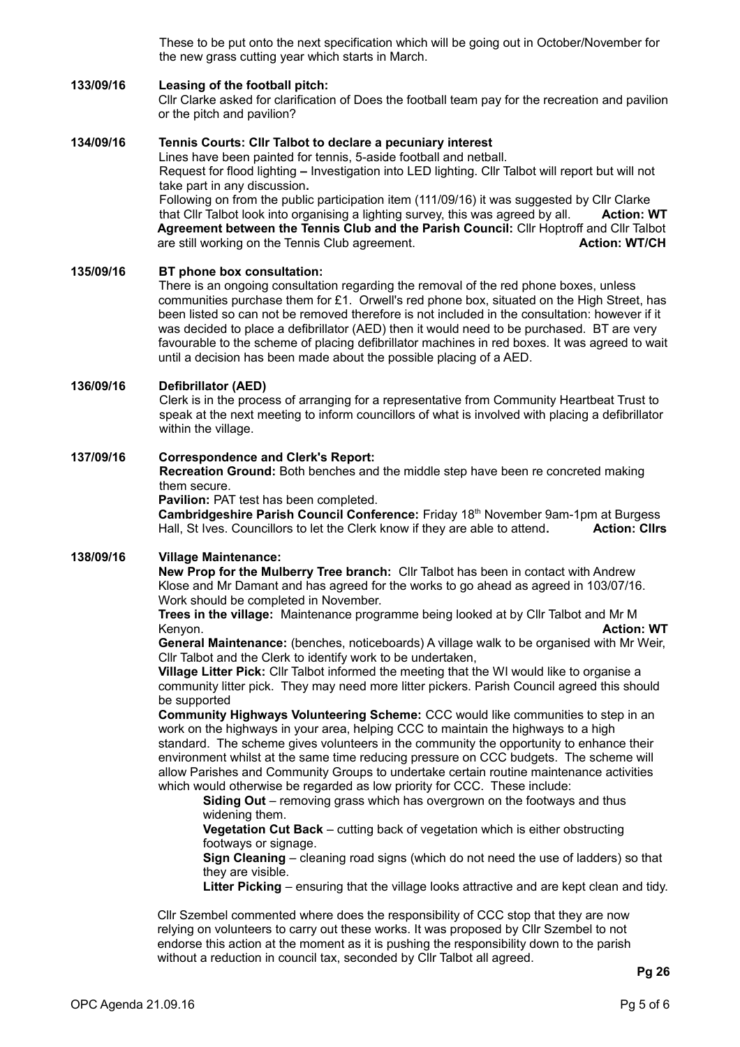These to be put onto the next specification which will be going out in October/November for the new grass cutting year which starts in March.

**133/09/16 Leasing of the football pitch:**

Cllr Clarke asked for clarification of Does the football team pay for the recreation and pavilion or the pitch and pavilion?

**134/09/16 Tennis Courts: Cllr Talbot to declare a pecuniary interest**

Lines have been painted for tennis, 5-aside football and netball.

Request for flood lighting **–** Investigation into LED lighting. Cllr Talbot will report but will not take part in any discussion**.**

Following on from the public participation item (111/09/16) it was suggested by Cllr Clarke that Cllr Talbot look into organising a lighting survey, this was agreed by all. **Action: WT**

**Agreement between the Tennis Club and the Parish Council:** Cllr Hoptroff and Cllr Talbot are still working on the Tennis Club agreement. **Action: WT/CH**

**135/09/16 BT phone box consultation:**

There is an ongoing consultation regarding the removal of the red phone boxes, unless communities purchase them for £1. Orwell's red phone box, situated on the High Street, has been listed so can not be removed therefore is not included in the consultation: however if it was decided to place a defibrillator (AED) then it would need to be purchased. BT are very favourable to the scheme of placing defibrillator machines in red boxes. It was agreed to wait until a decision has been made about the possible placing of a AED.

**136/09/16 Defibrillator (AED)**

Clerk is in the process of arranging for a representative from Community Heartbeat Trust to speak at the next meeting to inform councillors of what is involved with placing a defibrillator within the village.

**137/09/16 Correspondence and Clerk's Report:**

**Recreation Ground:** Both benches and the middle step have been re concreted making them secure.

**Pavilion:** PAT test has been completed.

**Cambridgeshire Parish Council Conference:** Friday 18th November 9am-1pm at Burgess Hall, St Ives. Councillors to let the Clerk know if they are able to attend**. Action: Cllrs**

**138/09/16 Village Maintenance:**

**New Prop for the Mulberry Tree branch:** Cllr Talbot has been in contact with Andrew Klose and Mr Damant and has agreed for the works to go ahead as agreed in 103/07/16. Work should be completed in November.

**Trees in the village:** Maintenance programme being looked at by Cllr Talbot and Mr M Kenyon. **Action: WT**

**General Maintenance:** (benches, noticeboards) A village walk to be organised with Mr Weir, Cllr Talbot and the Clerk to identify work to be undertaken,

**Village Litter Pick:** Cllr Talbot informed the meeting that the WI would like to organise a community litter pick. They may need more litter pickers. Parish Council agreed this should be supported

**Community Highways Volunteering Scheme:** CCC would like communities to step in an work on the highways in your area, helping CCC to maintain the highways to a high standard. The scheme gives volunteers in the community the opportunity to enhance their environment whilst at the same time reducing pressure on CCC budgets. The scheme will allow Parishes and Community Groups to undertake certain routine maintenance activities which would otherwise be regarded as low priority for CCC. These include:

- **Siding Out** – removing grass which has overgrown on the footways and thus widening them.
- **Vegetation Cut Back** – cutting back of vegetation which is either obstructing footways or signage.
- **Sign Cleaning** – cleaning road signs (which do not need the use of ladders) so that they are visible.
- **Litter Picking** – ensuring that the village looks attractive and are kept clean and tidy.

Cllr Szembel commented where does the responsibility of CCC stop that they are now relying on volunteers to carry out these works. It was proposed by Cllr Szembel to not endorse this action at the moment as it is pushing the responsibility down to the parish without a reduction in council tax, seconded by Cllr Talbot all agreed.

**Pg 26**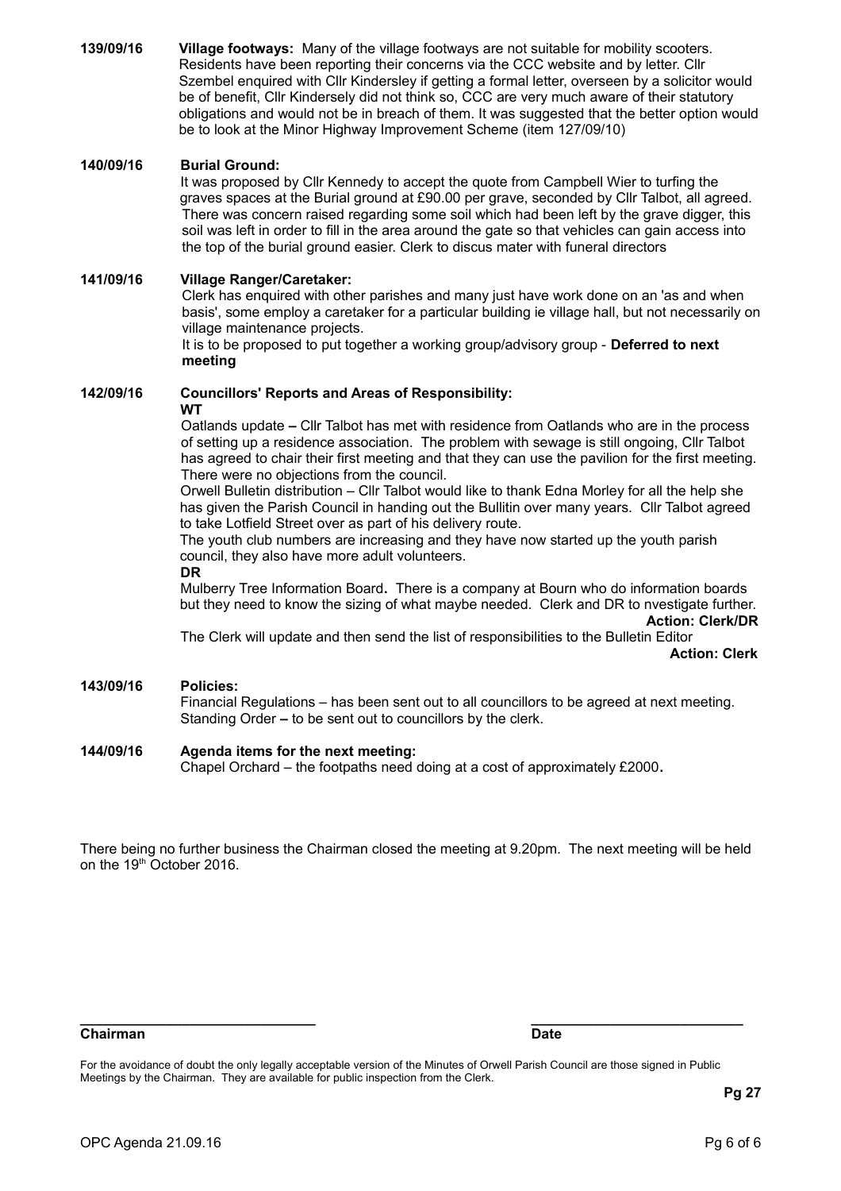**139/09/16** **Village footways:** Many of the village footways are not suitable for mobility scooters. Residents have been reporting their concerns via the CCC website and by letter. Cllr Szembel enquired with Cllr Kindersley if getting a formal letter, overseen by a solicitor would be of benefit, Cllr Kindersely did not think so, CCC are very much aware of their statutory obligations and would not be in breach of them. It was suggested that the better option would be to look at the Minor Highway Improvement Scheme (item 127/09/10)

**140/09/16** **Burial Ground:**

It was proposed by Cllr Kennedy to accept the quote from Campbell Wier to turfing the graves spaces at the Burial ground at £90.00 per grave, seconded by Cllr Talbot, all agreed. There was concern raised regarding some soil which had been left by the grave digger, this soil was left in order to fill in the area around the gate so that vehicles can gain access into the top of the burial ground easier. Clerk to discus mater with funeral directors

**141/09/16** **Village Ranger/Caretaker:**

Clerk has enquired with other parishes and many just have work done on an 'as and when basis', some employ a caretaker for a particular building ie village hall, but not necessarily on village maintenance projects.

It is to be proposed to put together a working group/advisory group - **Deferred to next meeting**

**142/09/16** **Councillors' Reports and Areas of Responsibility:**

**WT**

Oatlands update **–** Cllr Talbot has met with residence from Oatlands who are in the process of setting up a residence association. The problem with sewage is still ongoing, Cllr Talbot has agreed to chair their first meeting and that they can use the pavilion for the first meeting. There were no objections from the council.

Orwell Bulletin distribution – Cllr Talbot would like to thank Edna Morley for all the help she has given the Parish Council in handing out the Bullitin over many years. Cllr Talbot agreed to take Lotfield Street over as part of his delivery route.

The youth club numbers are increasing and they have now started up the youth parish council, they also have more adult volunteers.

**DR**

Mulberry Tree Information Board**.** There is a company at Bourn who do information boards but they need to know the sizing of what maybe needed. Clerk and DR to nvestigate further.

**Action: Clerk/DR**

The Clerk will update and then send the list of responsibilities to the Bulletin Editor

**Action: Clerk**

**143/09/16** **Policies:**

Financial Regulations – has been sent out to all councillors to be agreed at next meeting.
Standing Order **–** to be sent out to councillors by the clerk.

**144/09/16** **Agenda items for the next meeting:**

Chapel Orchard – the footpaths need doing at a cost of approximately £2000**.**

There being no further business the Chairman closed the meeting at 9.20pm. The next meeting will be held on the 19th October 2016.

**Chairman** **Date**

For the avoidance of doubt the only legally acceptable version of the Minutes of Orwell Parish Council are those signed in Public Meetings by the Chairman. They are available for public inspection from the Clerk.

**Pg 27**